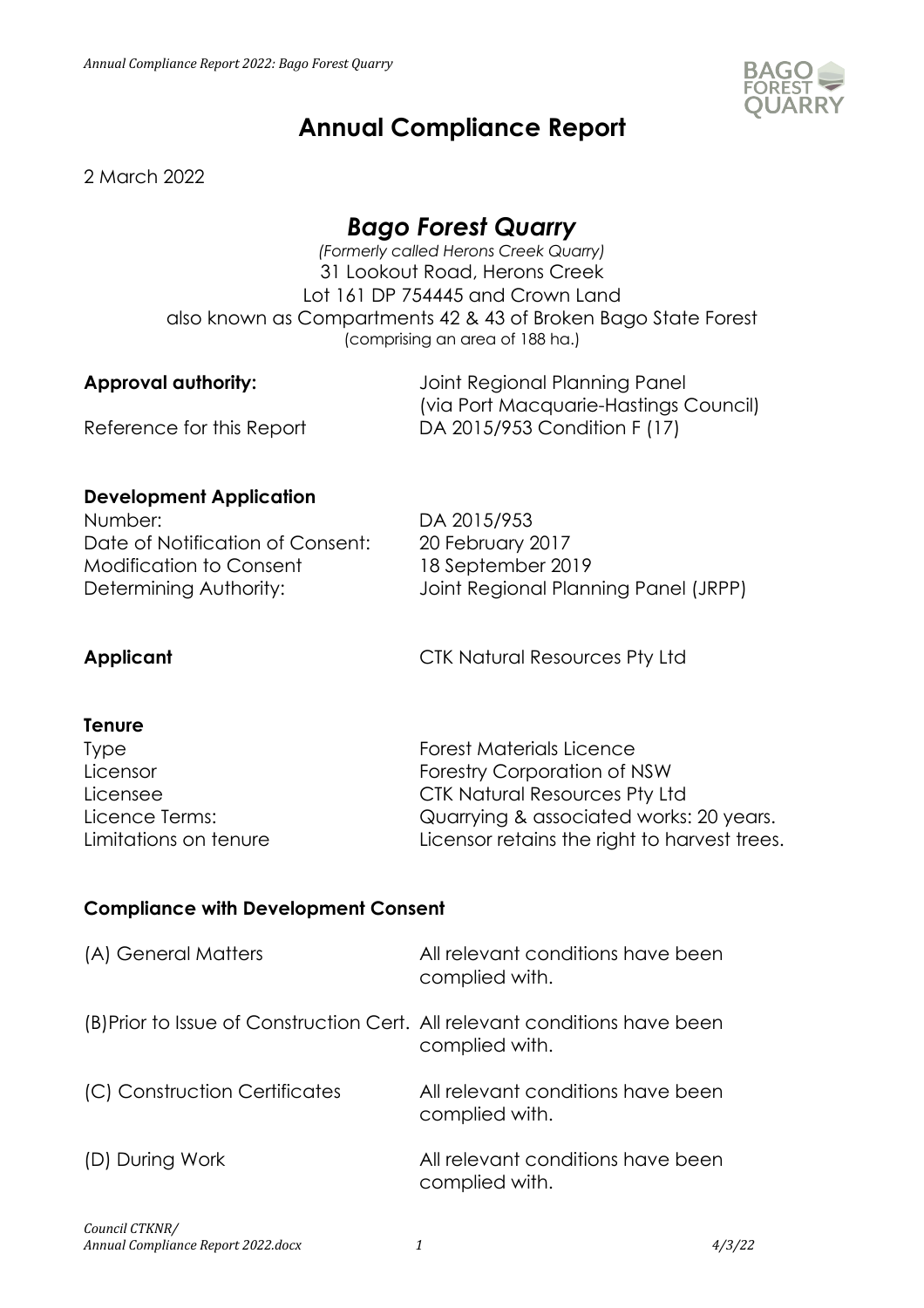# Annual Compliance Report

2 March 2022

## *Bago Forest Quarry*

*(Formerly called Herons Creek Quarry)*
31 Lookout Road, Herons Creek
Lot 161 DP 754445 and Crown Land
also known as Compartments 42 & 43 of Broken Bago State Forest
(comprising an area of 188 ha.)

| | |
|---|---|
| **Approval authority:** | Joint Regional Planning Panel (via Port Macquarie-Hastings Council) |
| Reference for this Report | DA 2015/953 Condition F (17) |

### Development Application

| | |
|---|---|
| Number: | DA 2015/953 |
| Date of Notification of Consent: | 20 February 2017 |
| Modification to Consent | 18 September 2019 |
| Determining Authority: | Joint Regional Planning Panel (JRPP) |

| | |
|---|---|
| **Applicant** | CTK Natural Resources Pty Ltd |

### Tenure

| | |
|---|---|
| Type | Forest Materials Licence |
| Licensor | Forestry Corporation of NSW |
| Licensee | CTK Natural Resources Pty Ltd |
| Licence Terms: | Quarrying & associated works: 20 years. |
| Limitations on tenure | Licensor retains the right to harvest trees. |

### Compliance with Development Consent

| | |
|---|---|
| (A) General Matters | All relevant conditions have been complied with. |
| (B) Prior to Issue of Construction Cert. | All relevant conditions have been complied with. |
| (C) Construction Certificates | All relevant conditions have been complied with. |
| (D) During Work | All relevant conditions have been complied with. |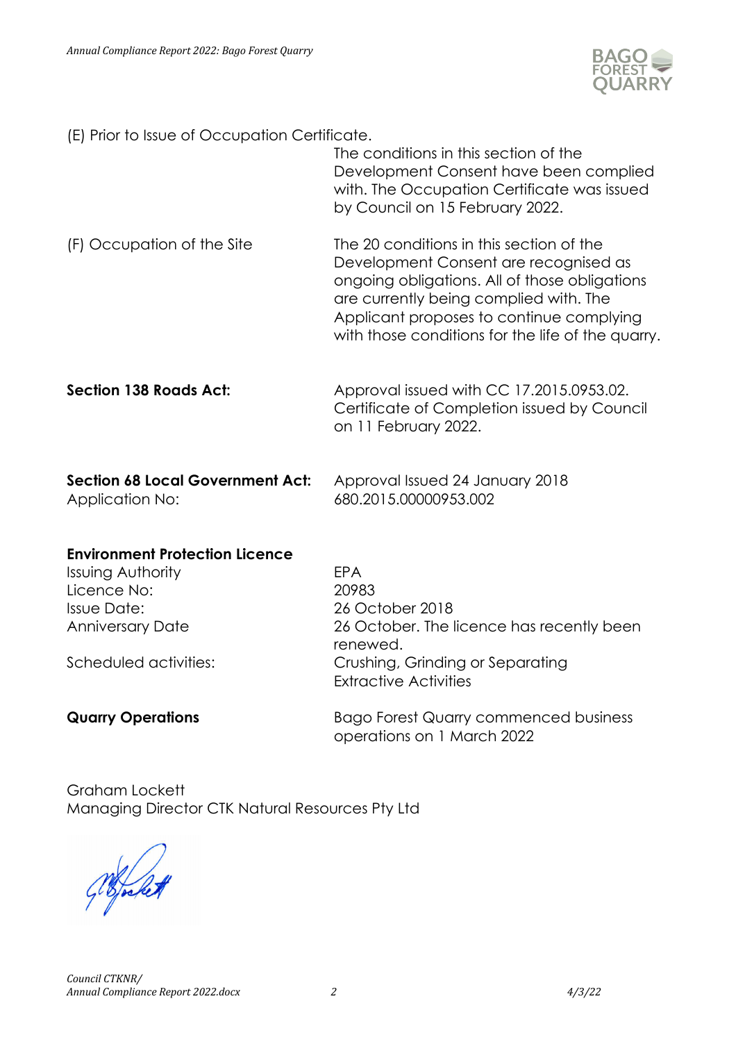(E) Prior to Issue of Occupation Certificate.

The conditions in this section of the Development Consent have been complied with. The Occupation Certificate was issued by Council on 15 February 2022.

| | |
|---|---|
| (F) Occupation of the Site | The 20 conditions in this section of the Development Consent are recognised as ongoing obligations. All of those obligations are currently being complied with. The Applicant proposes to continue complying with those conditions for the life of the quarry. |
| **Section 138 Roads Act:** | Approval issued with CC 17.2015.0953.02. Certificate of Completion issued by Council on 11 February 2022. |
| **Section 68 Local Government Act:** | Approval Issued 24 January 2018 |
| Application No: | 680.2015.00000953.002 |
| **Environment Protection Licence** | |
| Issuing Authority | EPA |
| Licence No: | 20983 |
| Issue Date: | 26 October 2018 |
| Anniversary Date | 26 October. The licence has recently been renewed. |
| Scheduled activities: | Crushing, Grinding or Separating<br>Extractive Activities |
| **Quarry Operations** | Bago Forest Quarry commenced business operations on 1 March 2022 |

Graham Lockett
Managing Director CTK Natural Resources Pty Ltd